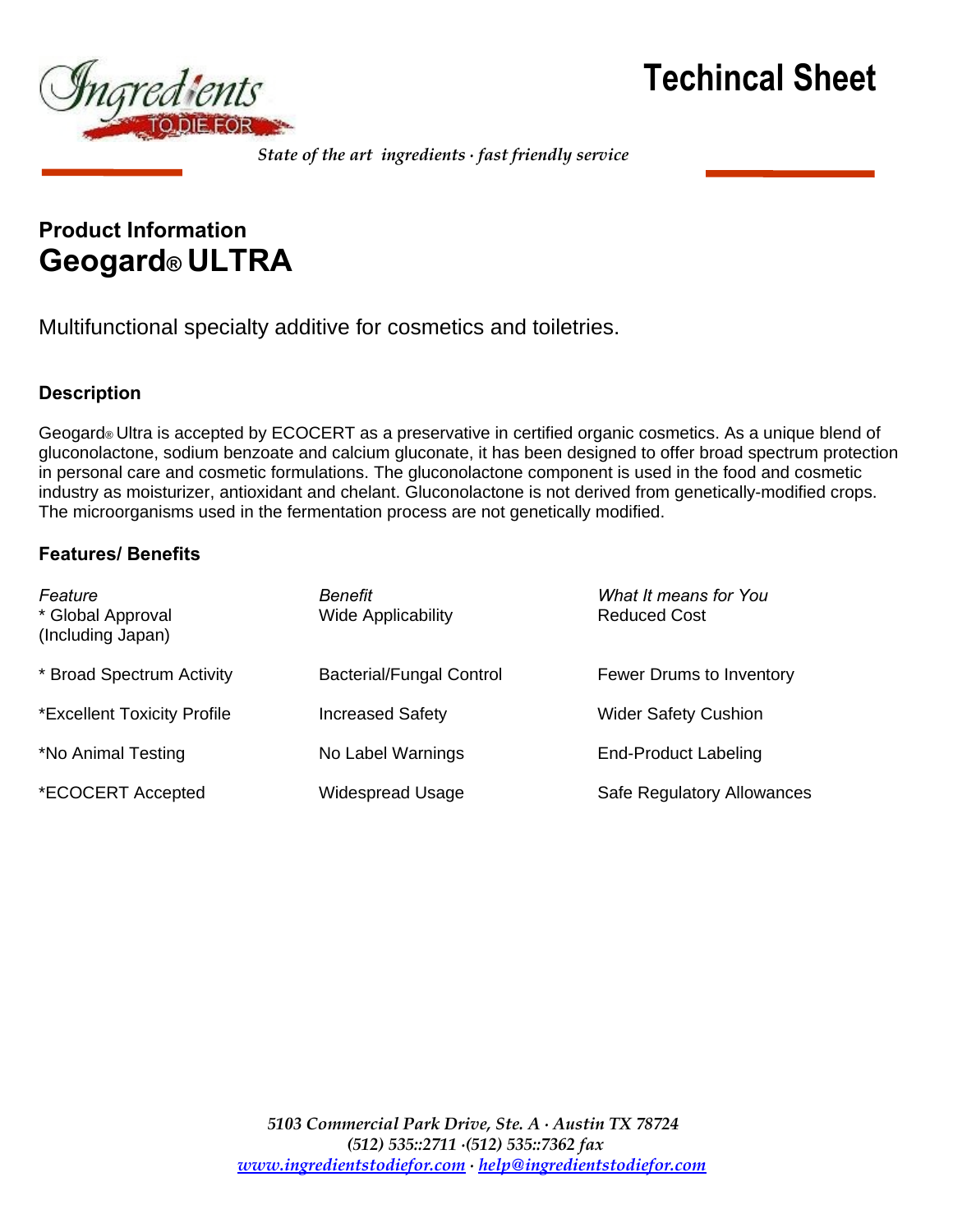# Techincal Sheet

*State of the art ingredients · fast friendly service*

## Product Information
# Geogard® ULTRA

Multifunctional specialty additive for cosmetics and toiletries.

### Description

Geogard® Ultra is accepted by ECOCERT as a preservative in certified organic cosmetics. As a unique blend of gluconolactone, sodium benzoate and calcium gluconate, it has been designed to offer broad spectrum protection in personal care and cosmetic formulations. The gluconolactone component is used in the food and cosmetic industry as moisturizer, antioxidant and chelant. Gluconolactone is not derived from genetically-modified crops. The microorganisms used in the fermentation process are not genetically modified.

### Features/ Benefits

| *Feature* | *Benefit* | *What It means for You* |
|---|---|---|
| * Global Approval (Including Japan) | Wide Applicability | Reduced Cost |
| * Broad Spectrum Activity | Bacterial/Fungal Control | Fewer Drums to Inventory |
| *Excellent Toxicity Profile | Increased Safety | Wider Safety Cushion |
| *No Animal Testing | No Label Warnings | End-Product Labeling |
| *ECOCERT Accepted | Widespread Usage | Safe Regulatory Allowances |

*5103 Commercial Park Drive, Ste. A · Austin TX 78724*
*(512) 535::2711 ·(512) 535::7362 fax*
*www.ingredientstodiefor.com · help@ingredientstodiefor.com*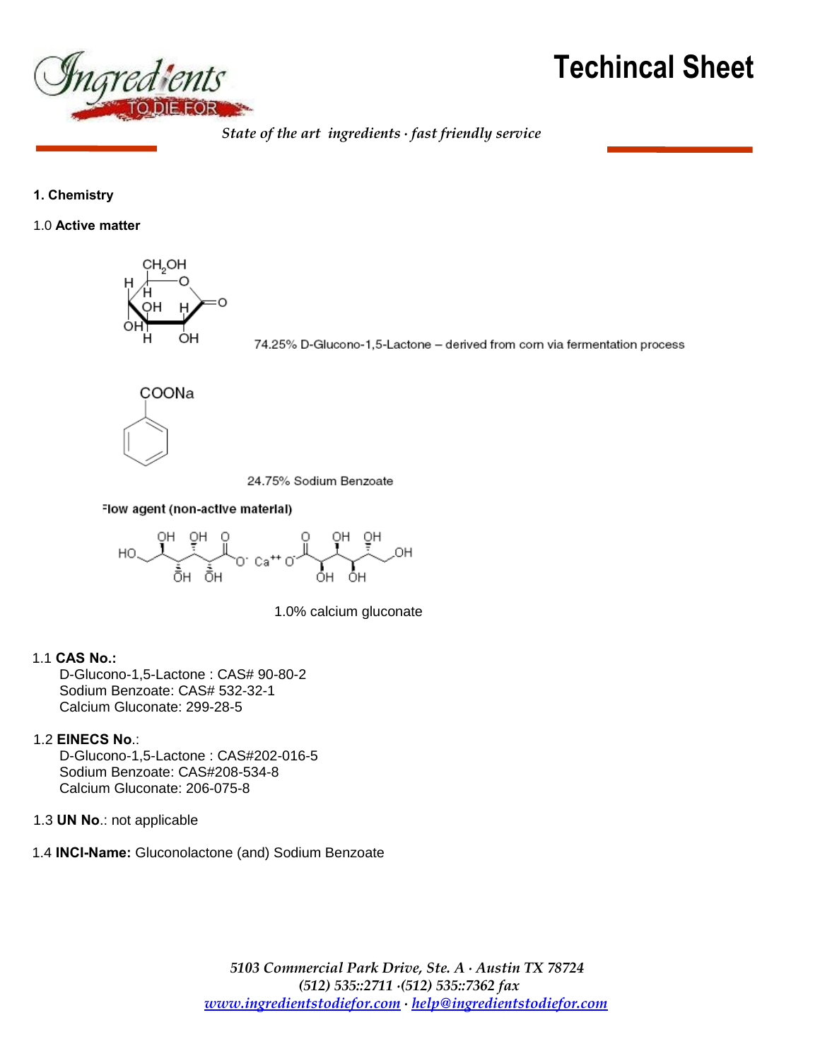# Techincal Sheet

*State of the art ingredients · fast friendly service*

**1. Chemistry**

1.0 **Active matter**

74.25% D-Glucono-1,5-Lactone – derived from corn via fermentation process

24.75% Sodium Benzoate

Flow agent (non-active material)

1.0% calcium gluconate

1.1 **CAS No.:**

D-Glucono-1,5-Lactone : CAS# 90-80-2
Sodium Benzoate: CAS# 532-32-1
Calcium Gluconate: 299-28-5

1.2 **EINECS No.**:

D-Glucono-1,5-Lactone : CAS#202-016-5
Sodium Benzoate: CAS#208-534-8
Calcium Gluconate: 206-075-8

1.3 **UN No.**: not applicable

1.4 **INCI-Name:** Gluconolactone (and) Sodium Benzoate

*5103 Commercial Park Drive, Ste. A · Austin TX 78724*
*(512) 535::2711 ·(512) 535::7362 fax*
*www.ingredientstodiefor.com · help@ingredientstodiefor.com*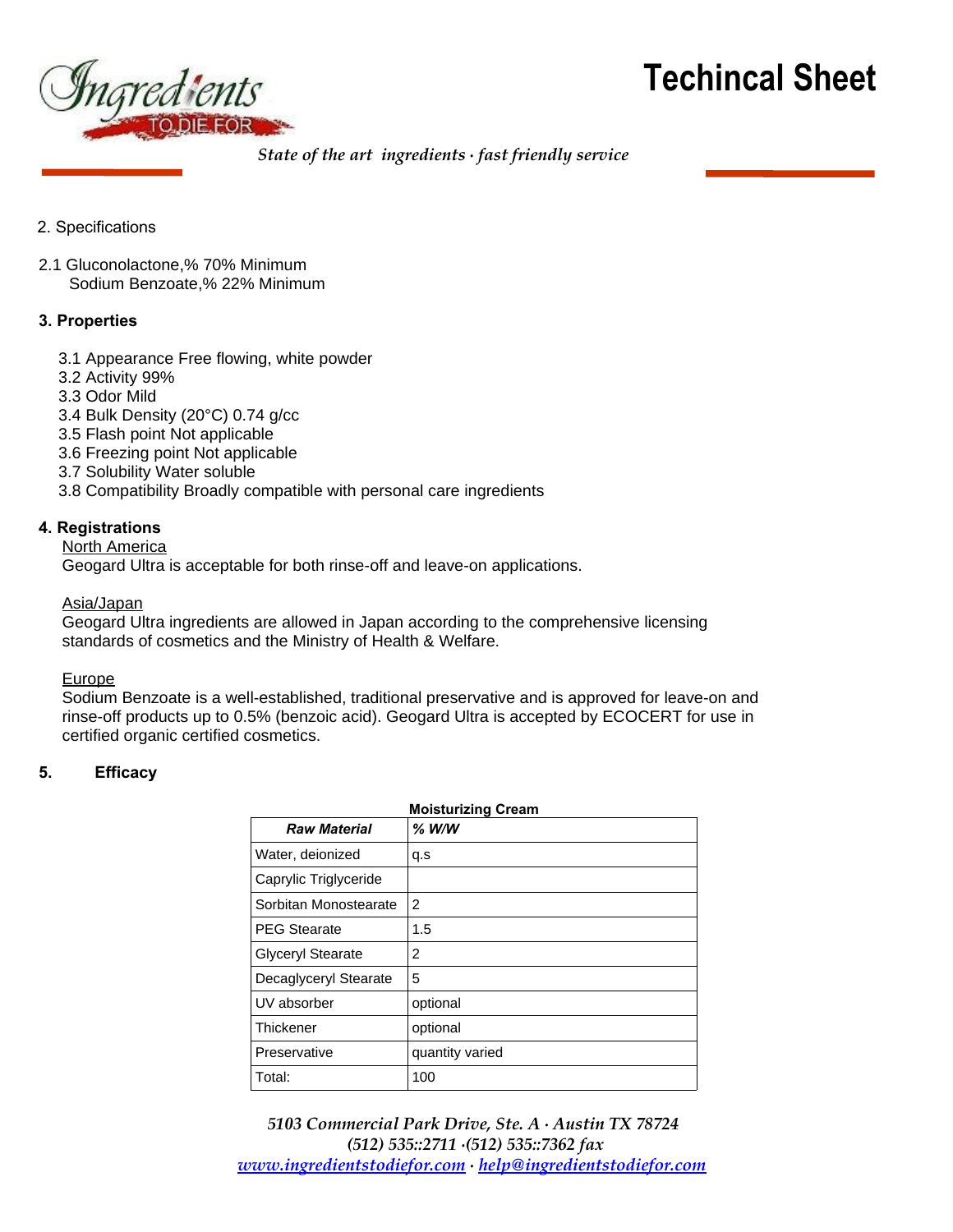# Techincal Sheet

*State of the art ingredients · fast friendly service*

2. Specifications

2.1 Gluconolactone,% 70% Minimum
Sodium Benzoate,% 22% Minimum

**3. Properties**

3.1 Appearance Free flowing, white powder
3.2 Activity 99%
3.3 Odor Mild
3.4 Bulk Density (20°C) 0.74 g/cc
3.5 Flash point Not applicable
3.6 Freezing point Not applicable
3.7 Solubility Water soluble
3.8 Compatibility Broadly compatible with personal care ingredients

**4. Registrations**

North America
Geogard Ultra is acceptable for both rinse-off and leave-on applications.

Asia/Japan
Geogard Ultra ingredients are allowed in Japan according to the comprehensive licensing standards of cosmetics and the Ministry of Health & Welfare.

Europe
Sodium Benzoate is a well-established, traditional preservative and is approved for leave-on and rinse-off products up to 0.5% (benzoic acid). Geogard Ultra is accepted by ECOCERT for use in certified organic certified cosmetics.

**5. Efficacy**

**Moisturizing Cream**

| ***Raw Material*** | ***% W/W*** |
|---|---|
| Water, deionized | q.s |
| Caprylic Triglyceride | |
| Sorbitan Monostearate | 2 |
| PEG Stearate | 1.5 |
| Glyceryl Stearate | 2 |
| Decaglyceryl Stearate | 5 |
| UV absorber | optional |
| Thickener | optional |
| Preservative | quantity varied |
| Total: | 100 |

*5103 Commercial Park Drive, Ste. A · Austin TX 78724*
*(512) 535::2711 ·(512) 535::7362 fax*
*www.ingredientstodiefor.com · help@ingredientstodiefor.com*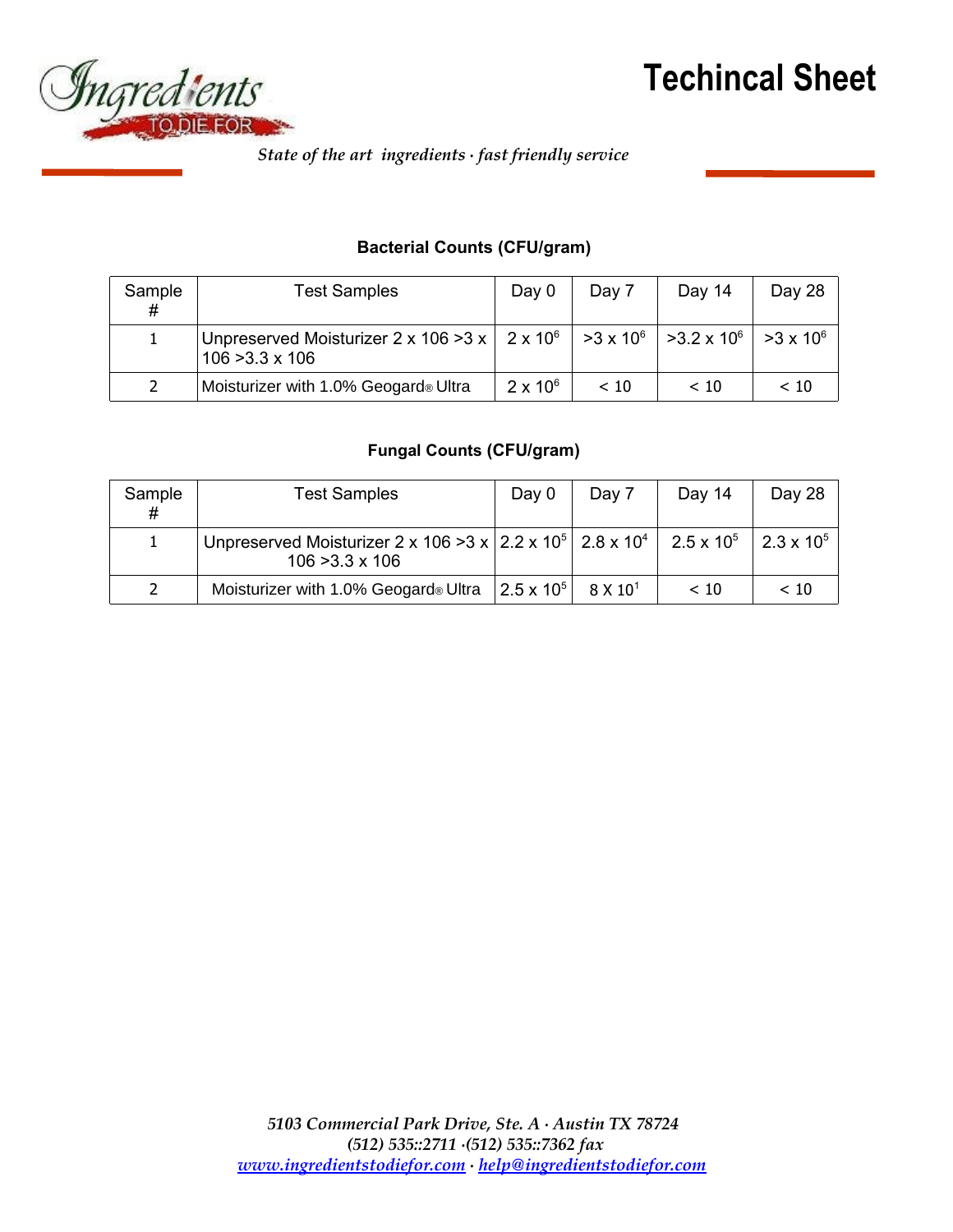# Techincal Sheet

*State of the art ingredients · fast friendly service*

**Bacterial Counts (CFU/gram)**

| Sample # | Test Samples | Day 0 | Day 7 | Day 14 | Day 28 |
|---|---|---|---|---|---|
| 1 | Unpreserved Moisturizer 2 x 106 >3 x 106 >3.3 x 106 | $2 \times 10^6$ | $>3 \times 10^6$ | $>3.2 \times 10^6$ | $>3 \times 10^6$ |
| 2 | Moisturizer with 1.0% Geogard® Ultra | $2 \times 10^6$ | < 10 | < 10 | < 10 |

**Fungal Counts (CFU/gram)**

| Sample # | Test Samples | Day 0 | Day 7 | Day 14 | Day 28 |
|---|---|---|---|---|---|
| 1 | Unpreserved Moisturizer 2 x 106 >3 x 106 >3.3 x 106 | $2.2 \times 10^5$ | $2.8 \times 10^4$ | $2.5 \times 10^5$ | $2.3 \times 10^5$ |
| 2 | Moisturizer with 1.0% Geogard® Ultra | $2.5 \times 10^5$ | $8 \times 10^1$ | < 10 | < 10 |

*5103 Commercial Park Drive, Ste. A · Austin TX 78724*
*(512) 535::2711 ·(512) 535::7362 fax*
*www.ingredientstodiefor.com · help@ingredientstodiefor.com*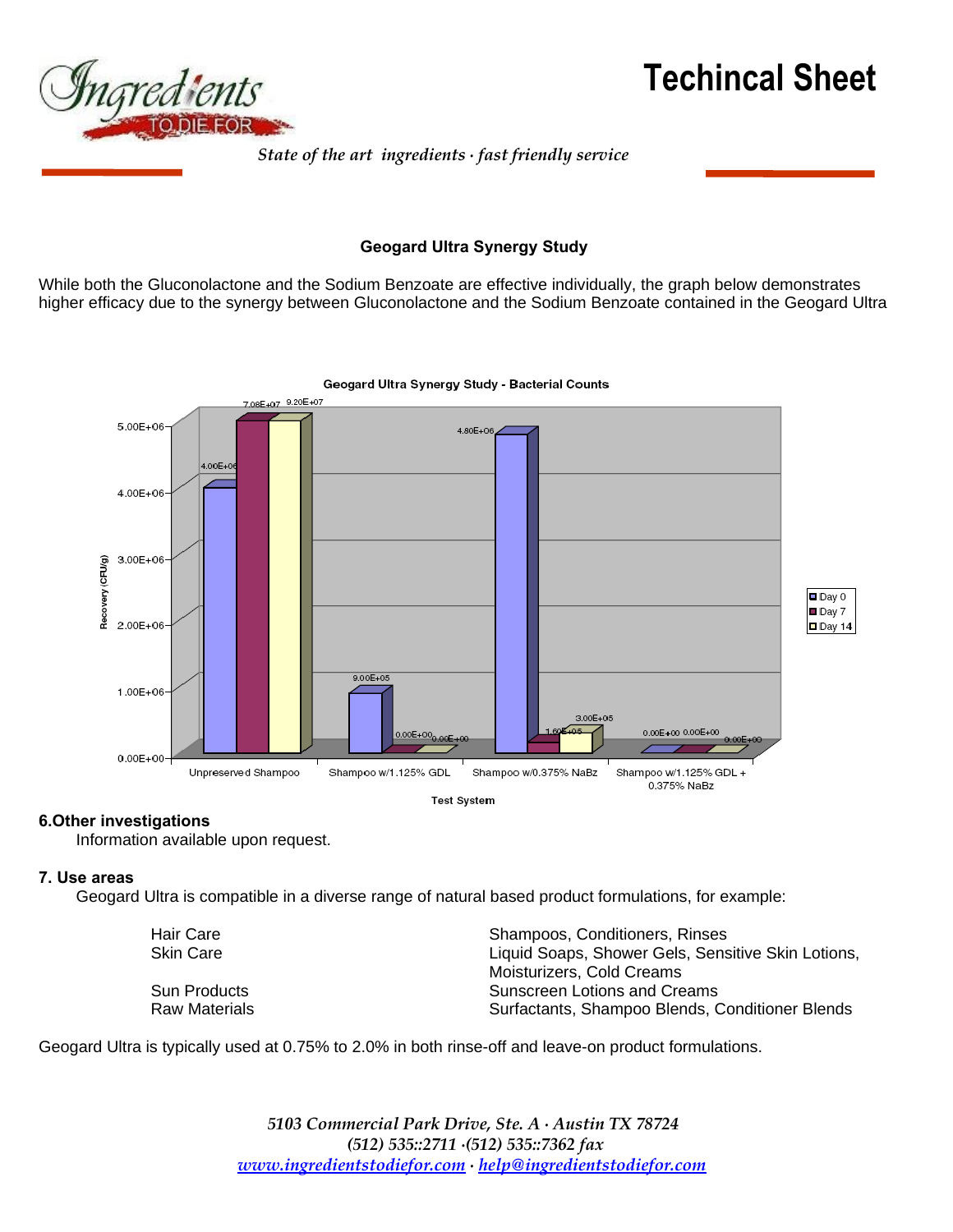### Geogard Ultra Synergy Study

While both the Gluconolactone and the Sodium Benzoate are effective individually, the graph below demonstrates higher efficacy due to the synergy between Gluconolactone and the Sodium Benzoate contained in the Geogard Ultra

**Geogard Ultra Synergy Study - Bacterial Counts**

Recovery (CFU/g) by Test System:

| Test System | Day 0 | Day 7 | Day 14 |
|---|---|---|---|
| Unpreserved Shampoo | 4.00E+06 | 7.08E+07 | 9.20E+07 |
| Shampoo w/1.125% GDL | 9.00E+05 | 0.00E+00 | 0.00E+00 |
| Shampoo w/0.375% NaBz | 4.80E+06 | 1.60E+05 | 3.00E+05 |
| Shampoo w/1.125% GDL + 0.375% NaBz | 0.00E+00 | 0.00E+00 | 0.00E+00 |

**6.Other investigations**

Information available upon request.

**7. Use areas**

Geogard Ultra is compatible in a diverse range of natural based product formulations, for example:

| | |
|---|---|
| Hair Care | Shampoos, Conditioners, Rinses |
| Skin Care | Liquid Soaps, Shower Gels, Sensitive Skin Lotions, Moisturizers, Cold Creams |
| Sun Products | Sunscreen Lotions and Creams |
| Raw Materials | Surfactants, Shampoo Blends, Conditioner Blends |

Geogard Ultra is typically used at 0.75% to 2.0% in both rinse-off and leave-on product formulations.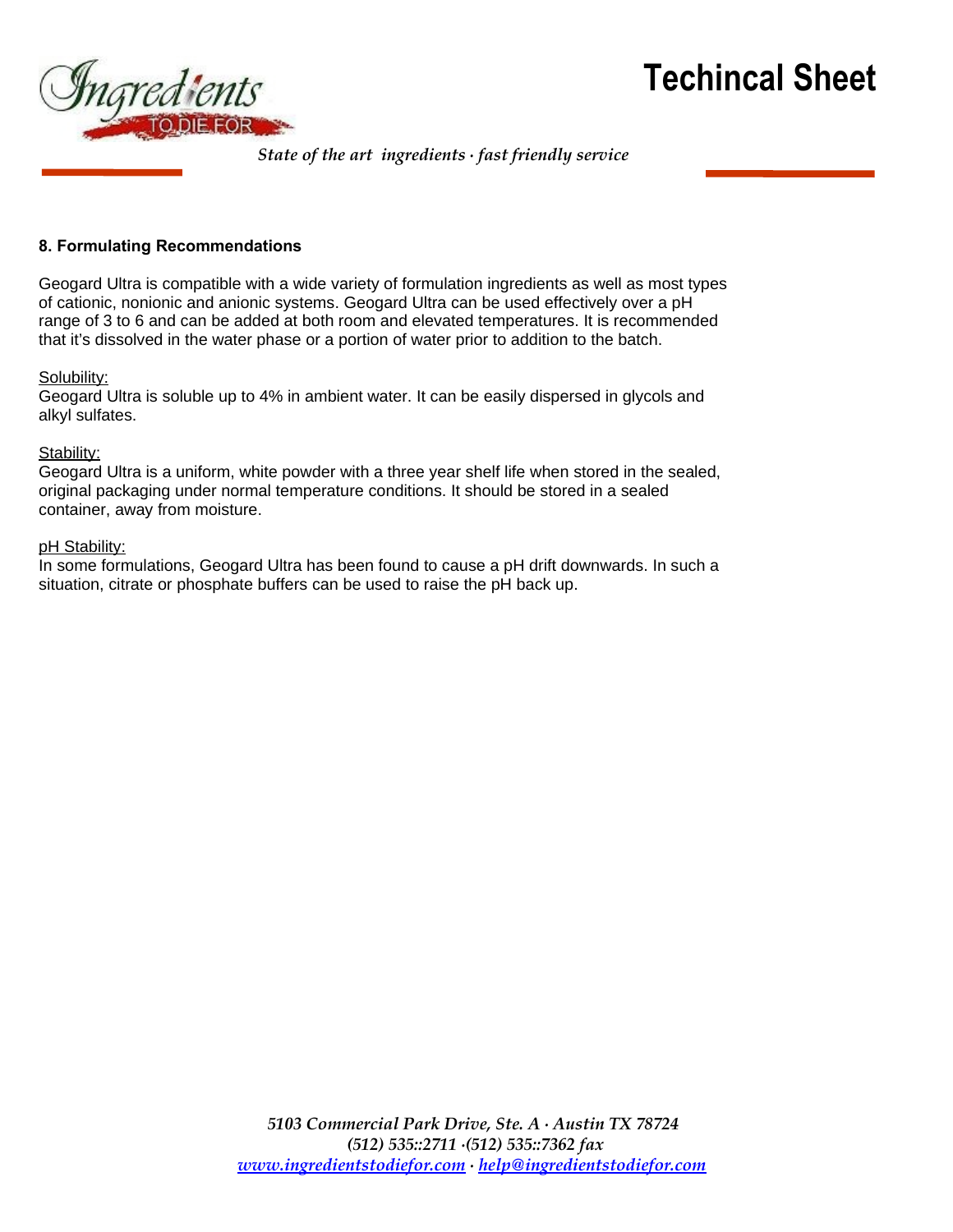## 8. Formulating Recommendations

Geogard Ultra is compatible with a wide variety of formulation ingredients as well as most types of cationic, nonionic and anionic systems. Geogard Ultra can be used effectively over a pH range of 3 to 6 and can be added at both room and elevated temperatures. It is recommended that it's dissolved in the water phase or a portion of water prior to addition to the batch.

Solubility:
Geogard Ultra is soluble up to 4% in ambient water. It can be easily dispersed in glycols and alkyl sulfates.

Stability:
Geogard Ultra is a uniform, white powder with a three year shelf life when stored in the sealed, original packaging under normal temperature conditions. It should be stored in a sealed container, away from moisture.

pH Stability:
In some formulations, Geogard Ultra has been found to cause a pH drift downwards. In such a situation, citrate or phosphate buffers can be used to raise the pH back up.